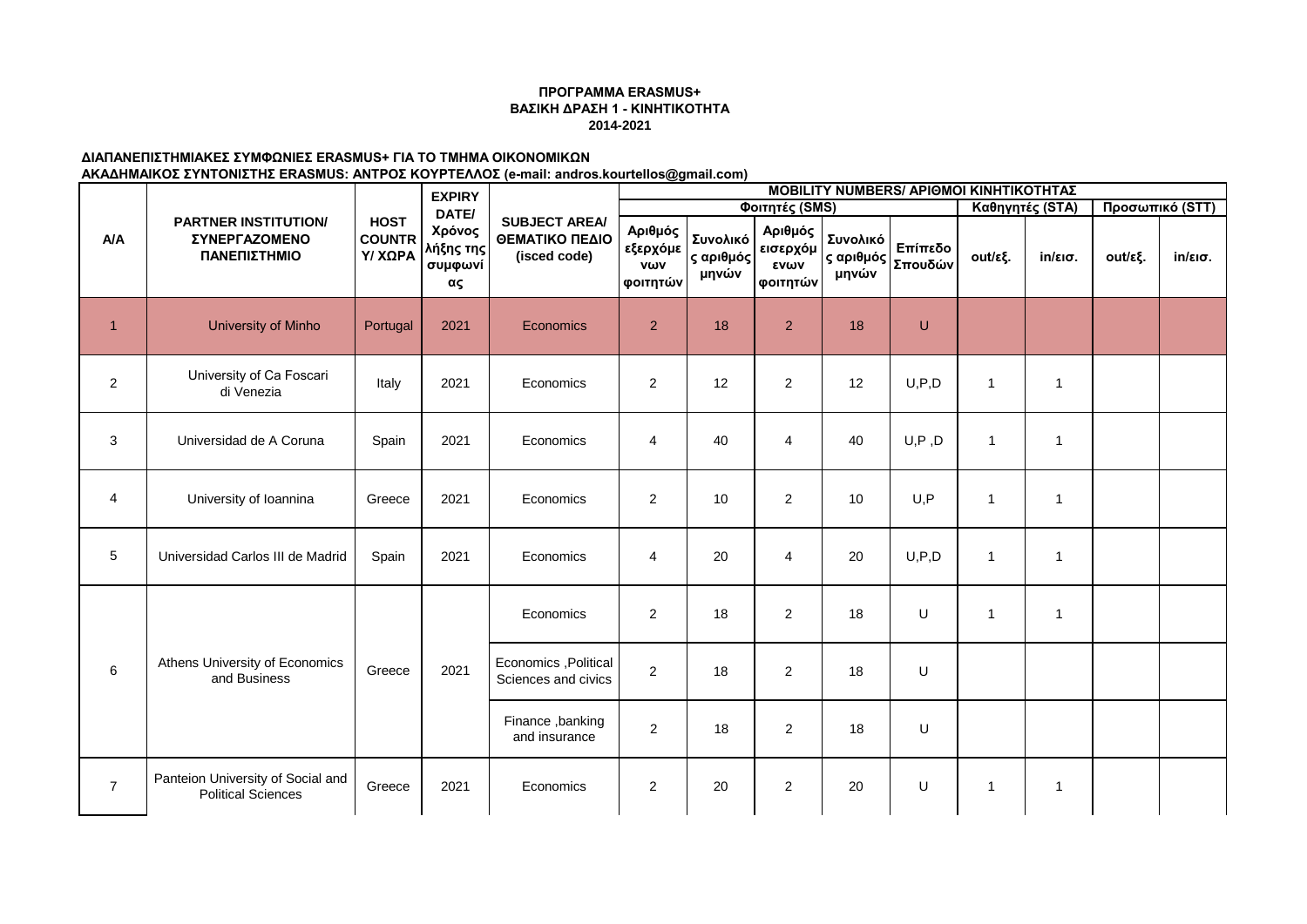**ΠΡΟΓΡΑΜΜΑ ERASMUS+**
**ΒΑΣΙΚΗ ΔΡΑΣΗ 1 - ΚΙΝΗΤΙΚΟΤΗΤΑ**
**2014-2021**

**ΔΙΑΠΑΝΕΠΙΣΤΗΜΙΑΚΕΣ ΣΥΜΦΩΝΙΕΣ ERASMUS+ ΓΙΑ ΤΟ ΤΜΗΜΑ ΟΙΚΟΝΟΜΙΚΩΝ**
**ΑΚΑΔΗΜΑΙΚΟΣ ΣΥΝΤΟΝΙΣΤΗΣ ERASMUS: ΑΝΤΡΟΣ ΚΟΥΡΤΕΛΛΟΣ (e-mail: andros.kourtellos@gmail.com)**

| A/A | PARTNER INSTITUTION/ ΣΥΝΕΡΓΑΖΟΜΕΝΟ ΠΑΝΕΠΙΣΤΗΜΙΟ | HOST COUNTRY/ ΧΩΡΑ | EXPIRY DATE/ Χρόνος λήξης της συμφωνίας | SUBJECT AREA/ ΘΕΜΑΤΙΚΟ ΠΕΔΙΟ (isced code) | MOBILITY NUMBERS/ ΑΡΙΘΜΟΙ ΚΙΝΗΤΙΚΟΤΗΤΑΣ | | | | | | | | |
|---|---|---|---|---|---|---|---|---|---|---|---|---|---|
| | | | | | Φοιτητές (SMS) | | | | | Καθηγητές (STA) | | Προσωπικό (STT) | |
| | | | | | Αριθμός εξερχόμενων φοιτητών | Συνολικός αριθμός μηνών | Αριθμός εισερχόμενων φοιτητών | Συνολικός αριθμός μηνών | Επίπεδο Σπουδών | out/εξ. | in/εισ. | out/εξ. | in/εισ. |
| 1 | University of Minho | Portugal | 2021 | Economics | 2 | 18 | 2 | 18 | U | | | | |
| 2 | University of Ca Foscari di Venezia | Italy | 2021 | Economics | 2 | 12 | 2 | 12 | U,P,D | 1 | 1 | | |
| 3 | Universidad de A Coruna | Spain | 2021 | Economics | 4 | 40 | 4 | 40 | U,P ,D | 1 | 1 | | |
| 4 | University of Ioannina | Greece | 2021 | Economics | 2 | 10 | 2 | 10 | U,P | 1 | 1 | | |
| 5 | Universidad Carlos III de Madrid | Spain | 2021 | Economics | 4 | 20 | 4 | 20 | U,P,D | 1 | 1 | | |
| 6 | Athens University of Economics and Business | Greece | 2021 | Economics | 2 | 18 | 2 | 18 | U | 1 | 1 | | |
| | | | | Economics ,Political Sciences and civics | 2 | 18 | 2 | 18 | U | | | | |
| | | | | Finance ,banking and insurance | 2 | 18 | 2 | 18 | U | | | | |
| 7 | Panteion University of Social and Political Sciences | Greece | 2021 | Economics | 2 | 20 | 2 | 20 | U | 1 | 1 | | |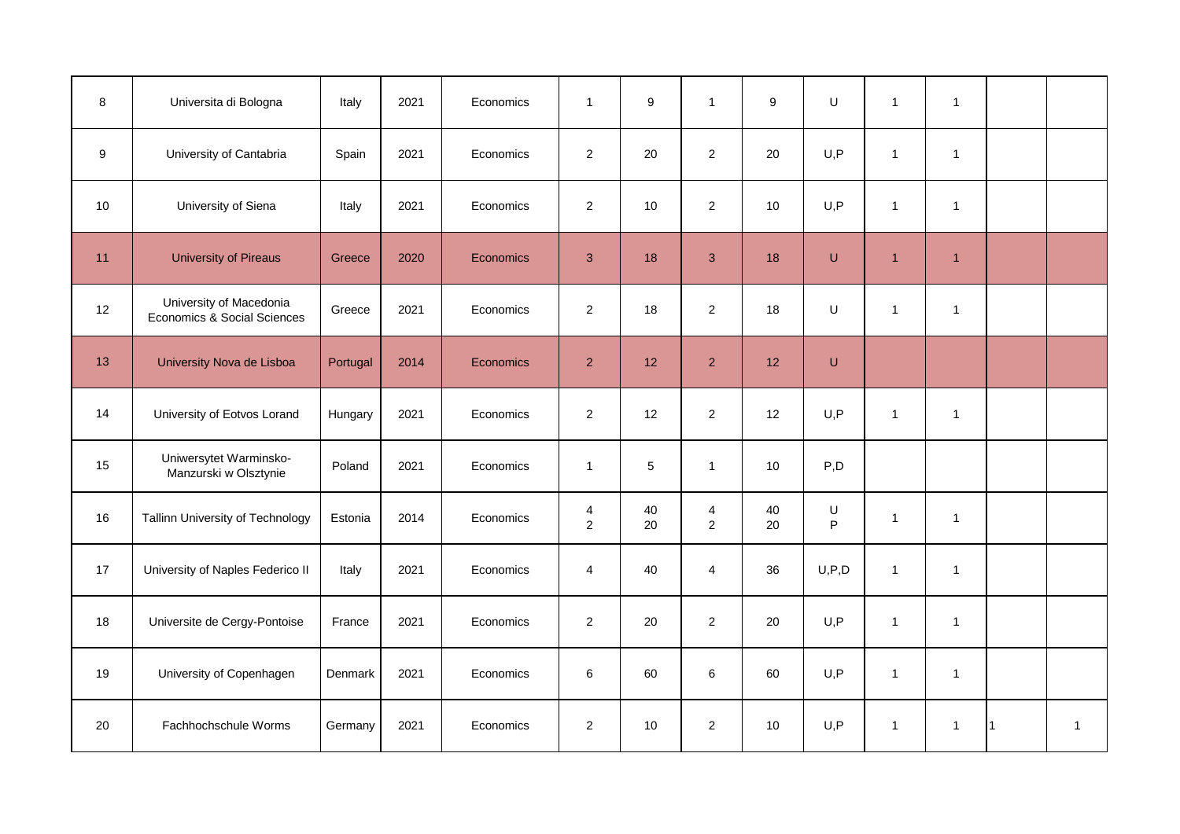| | | | | | | | | | | | | | |
|---|---|---|---|---|---|---|---|---|---|---|---|---|---|
| 8 | Universita di Bologna | Italy | 2021 | Economics | 1 | 9 | 1 | 9 | U | 1 | 1 | | |
| 9 | University of Cantabria | Spain | 2021 | Economics | 2 | 20 | 2 | 20 | U,P | 1 | 1 | | |
| 10 | University of Siena | Italy | 2021 | Economics | 2 | 10 | 2 | 10 | U,P | 1 | 1 | | |
| 11 | University of Pireaus | Greece | 2020 | Economics | 3 | 18 | 3 | 18 | U | 1 | 1 | | |
| 12 | University of Macedonia Economics & Social Sciences | Greece | 2021 | Economics | 2 | 18 | 2 | 18 | U | 1 | 1 | | |
| 13 | University Nova de Lisboa | Portugal | 2014 | Economics | 2 | 12 | 2 | 12 | U | | | | |
| 14 | University of Eotvos Lorand | Hungary | 2021 | Economics | 2 | 12 | 2 | 12 | U,P | 1 | 1 | | |
| 15 | Uniwersytet Warminsko-Manzurski w Olsztynie | Poland | 2021 | Economics | 1 | 5 | 1 | 10 | P,D | | | | |
| 16 | Tallinn University of Technology | Estonia | 2014 | Economics | 4<br>2 | 40<br>20 | 4<br>2 | 40<br>20 | U<br>P | 1 | 1 | | |
| 17 | University of Naples Federico II | Italy | 2021 | Economics | 4 | 40 | 4 | 36 | U,P,D | 1 | 1 | | |
| 18 | Universite de Cergy-Pontoise | France | 2021 | Economics | 2 | 20 | 2 | 20 | U,P | 1 | 1 | | |
| 19 | University of Copenhagen | Denmark | 2021 | Economics | 6 | 60 | 6 | 60 | U,P | 1 | 1 | | |
| 20 | Fachhochschule Worms | Germany | 2021 | Economics | 2 | 10 | 2 | 10 | U,P | 1 | 1 | 1 | 1 |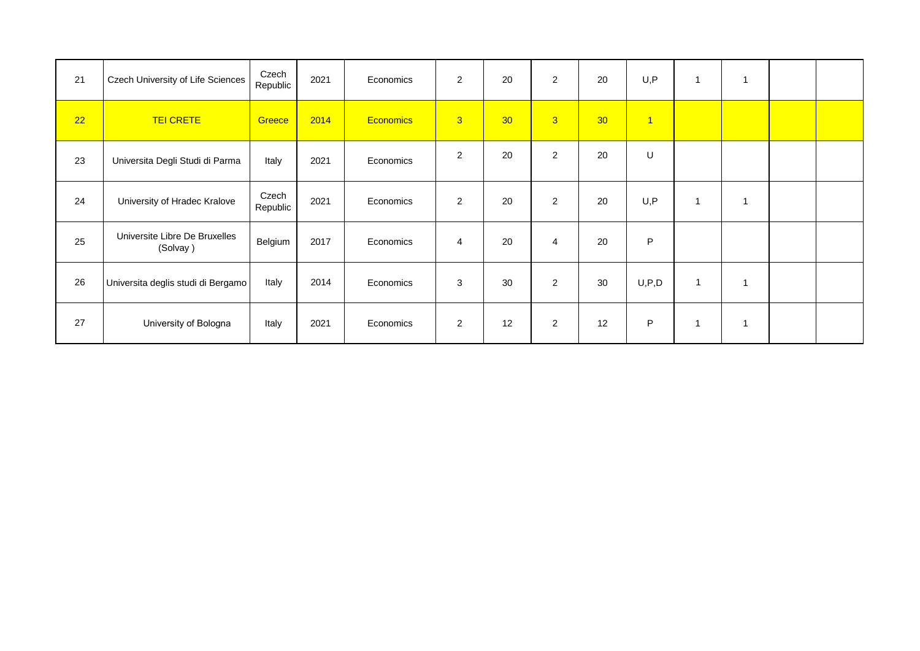| | | | | | | | | | | | | | |
|---|---|---|---|---|---|---|---|---|---|---|---|---|---|
| 21 | Czech University of Life Sciences | Czech Republic | 2021 | Economics | 2 | 20 | 2 | 20 | U,P | 1 | 1 | | |
| 22 | TEI CRETE | Greece | 2014 | Economics | 3 | 30 | 3 | 30 | 1 | | | | |
| 23 | Universita Degli Studi di Parma | Italy | 2021 | Economics | 2 | 20 | 2 | 20 | U | | | | |
| 24 | University of Hradec Kralove | Czech Republic | 2021 | Economics | 2 | 20 | 2 | 20 | U,P | 1 | 1 | | |
| 25 | Universite Libre De Bruxelles (Solvay ) | Belgium | 2017 | Economics | 4 | 20 | 4 | 20 | P | | | | |
| 26 | Universita deglis studi di Bergamo | Italy | 2014 | Economics | 3 | 30 | 2 | 30 | U,P,D | 1 | 1 | | |
| 27 | University of Bologna | Italy | 2021 | Economics | 2 | 12 | 2 | 12 | P | 1 | 1 | | |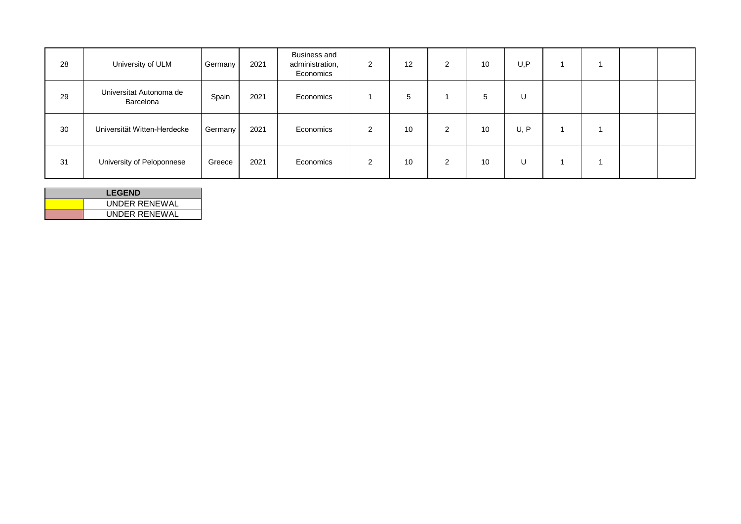| | | | | | | | | | | | | | |
|---|---|---|---|---|---|---|---|---|---|---|---|---|---|
| 28 | University of ULM | Germany | 2021 | Business and administration, Economics | 2 | 12 | 2 | 10 | U,P | 1 | 1 | | |
| 29 | Universitat Autonoma de Barcelona | Spain | 2021 | Economics | 1 | 5 | 1 | 5 | U | | | | |
| 30 | Universität Witten-Herdecke | Germany | 2021 | Economics | 2 | 10 | 2 | 10 | U, P | 1 | 1 | | |
| 31 | University of Peloponnese | Greece | 2021 | Economics | 2 | 10 | 2 | 10 | U | 1 | 1 | | |

| LEGEND | |
|---|---|
| (yellow) | UNDER RENEWAL |
| (pink) | UNDER RENEWAL |